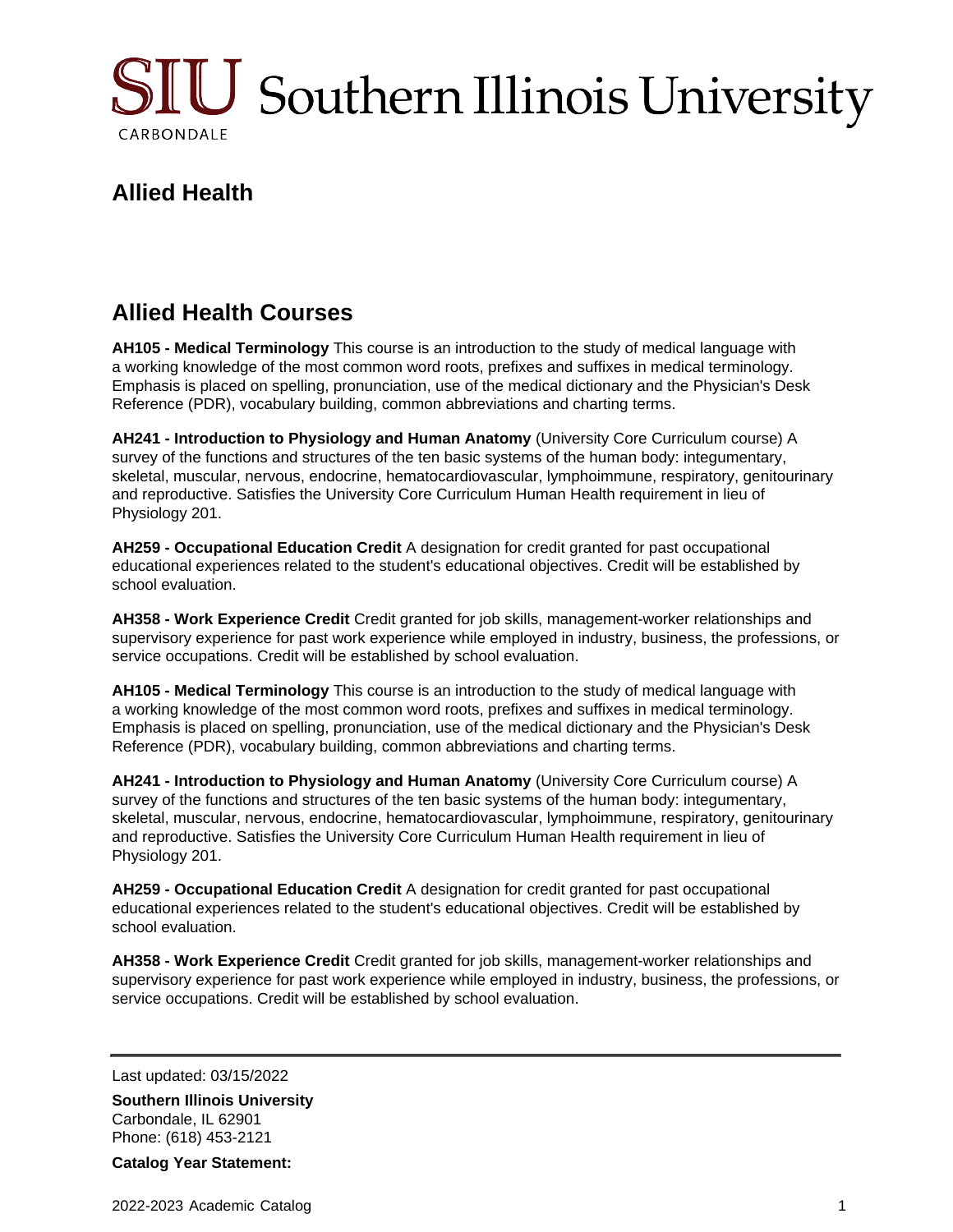# SIU Southern Illinois University

CARBONDALE

## Allied Health

## Allied Health Courses

**AH105 - Medical Terminology** This course is an introduction to the study of medical language with a working knowledge of the most common word roots, prefixes and suffixes in medical terminology. Emphasis is placed on spelling, pronunciation, use of the medical dictionary and the Physician's Desk Reference (PDR), vocabulary building, common abbreviations and charting terms.

**AH241 - Introduction to Physiology and Human Anatomy** (University Core Curriculum course) A survey of the functions and structures of the ten basic systems of the human body: integumentary, skeletal, muscular, nervous, endocrine, hematocardiovascular, lymphoimmune, respiratory, genitourinary and reproductive. Satisfies the University Core Curriculum Human Health requirement in lieu of Physiology 201.

**AH259 - Occupational Education Credit** A designation for credit granted for past occupational educational experiences related to the student's educational objectives. Credit will be established by school evaluation.

**AH358 - Work Experience Credit** Credit granted for job skills, management-worker relationships and supervisory experience for past work experience while employed in industry, business, the professions, or service occupations. Credit will be established by school evaluation.

**AH105 - Medical Terminology** This course is an introduction to the study of medical language with a working knowledge of the most common word roots, prefixes and suffixes in medical terminology. Emphasis is placed on spelling, pronunciation, use of the medical dictionary and the Physician's Desk Reference (PDR), vocabulary building, common abbreviations and charting terms.

**AH241 - Introduction to Physiology and Human Anatomy** (University Core Curriculum course) A survey of the functions and structures of the ten basic systems of the human body: integumentary, skeletal, muscular, nervous, endocrine, hematocardiovascular, lymphoimmune, respiratory, genitourinary and reproductive. Satisfies the University Core Curriculum Human Health requirement in lieu of Physiology 201.

**AH259 - Occupational Education Credit** A designation for credit granted for past occupational educational experiences related to the student's educational objectives. Credit will be established by school evaluation.

**AH358 - Work Experience Credit** Credit granted for job skills, management-worker relationships and supervisory experience for past work experience while employed in industry, business, the professions, or service occupations. Credit will be established by school evaluation.

---

Last updated: 03/15/2022

**Southern Illinois University**
Carbondale, IL 62901
Phone: (618) 453-2121

**Catalog Year Statement:**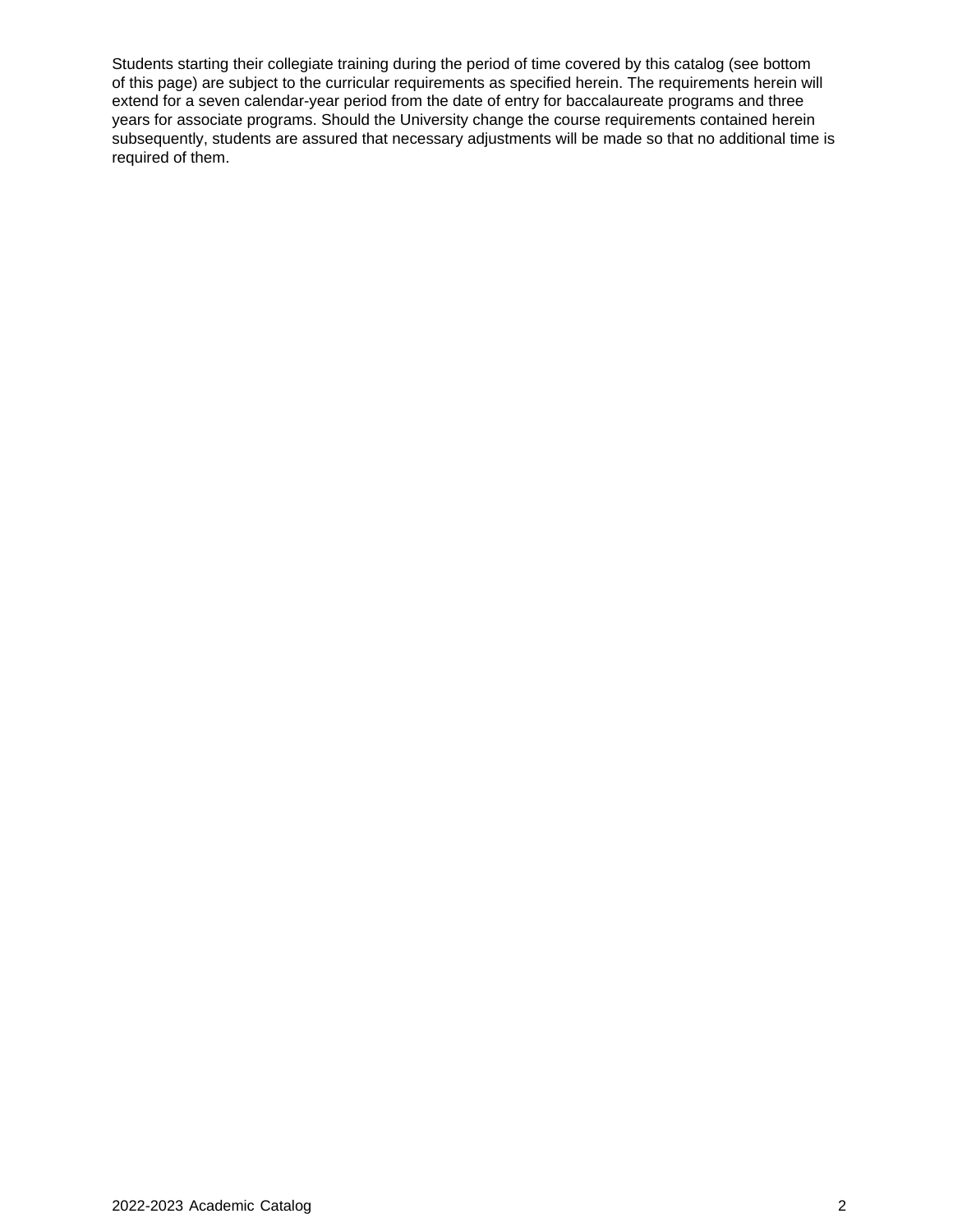Students starting their collegiate training during the period of time covered by this catalog (see bottom of this page) are subject to the curricular requirements as specified herein. The requirements herein will extend for a seven calendar-year period from the date of entry for baccalaureate programs and three years for associate programs. Should the University change the course requirements contained herein subsequently, students are assured that necessary adjustments will be made so that no additional time is required of them.